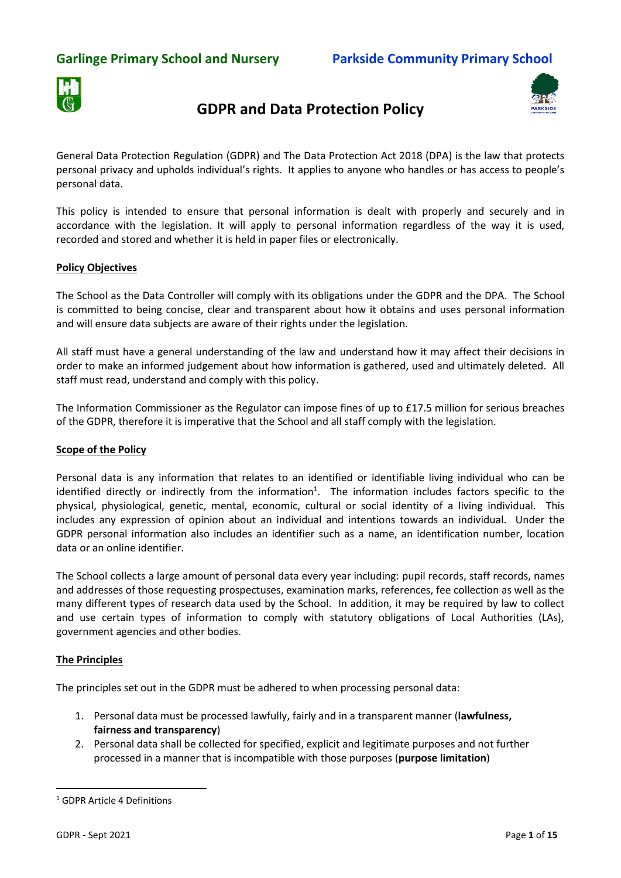**Garling Primary School and Nursery** **Parkside Community Primary School**

# GDPR and Data Protection Policy

General Data Protection Regulation (GDPR) and The Data Protection Act 2018 (DPA) is the law that protects personal privacy and upholds individual's rights. It applies to anyone who handles or has access to people's personal data.

This policy is intended to ensure that personal information is dealt with properly and securely and in accordance with the legislation. It will apply to personal information regardless of the way it is used, recorded and stored and whether it is held in paper files or electronically.

## Policy Objectives

The School as the Data Controller will comply with its obligations under the GDPR and the DPA. The School is committed to being concise, clear and transparent about how it obtains and uses personal information and will ensure data subjects are aware of their rights under the legislation.

All staff must have a general understanding of the law and understand how it may affect their decisions in order to make an informed judgement about how information is gathered, used and ultimately deleted. All staff must read, understand and comply with this policy.

The Information Commissioner as the Regulator can impose fines of up to £17.5 million for serious breaches of the GDPR, therefore it is imperative that the School and all staff comply with the legislation.

## Scope of the Policy

Personal data is any information that relates to an identified or identifiable living individual who can be identified directly or indirectly from the information[1]. The information includes factors specific to the physical, physiological, genetic, mental, economic, cultural or social identity of a living individual. This includes any expression of opinion about an individual and intentions towards an individual. Under the GDPR personal information also includes an identifier such as a name, an identification number, location data or an online identifier.

The School collects a large amount of personal data every year including: pupil records, staff records, names and addresses of those requesting prospectuses, examination marks, references, fee collection as well as the many different types of research data used by the School. In addition, it may be required by law to collect and use certain types of information to comply with statutory obligations of Local Authorities (LAs), government agencies and other bodies.

## The Principles

The principles set out in the GDPR must be adhered to when processing personal data:

1. Personal data must be processed lawfully, fairly and in a transparent manner (**lawfulness, fairness and transparency**)
2. Personal data shall be collected for specified, explicit and legitimate purposes and not further processed in a manner that is incompatible with those purposes (**purpose limitation**)

[1] GDPR Article 4 Definitions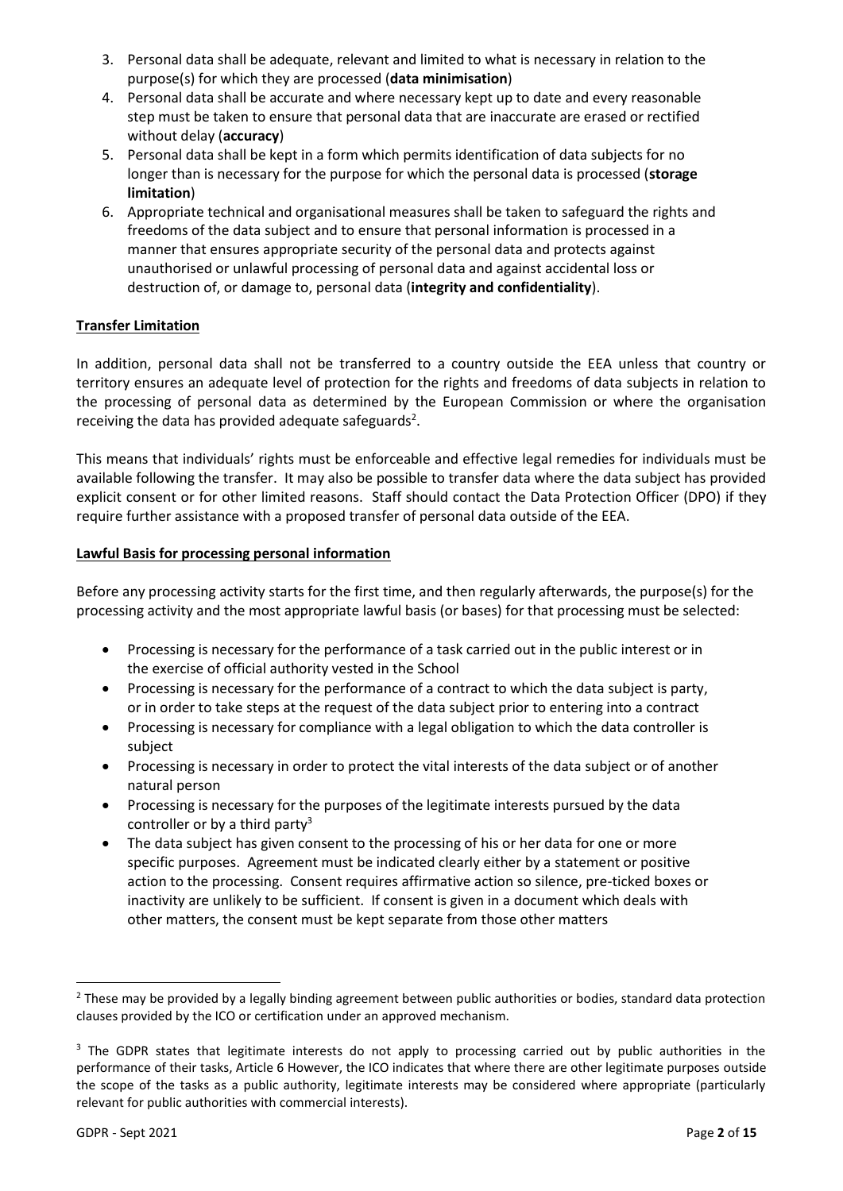3. Personal data shall be adequate, relevant and limited to what is necessary in relation to the purpose(s) for which they are processed (**data minimisation**)
4. Personal data shall be accurate and where necessary kept up to date and every reasonable step must be taken to ensure that personal data that are inaccurate are erased or rectified without delay (**accuracy**)
5. Personal data shall be kept in a form which permits identification of data subjects for no longer than is necessary for the purpose for which the personal data is processed (**storage limitation**)
6. Appropriate technical and organisational measures shall be taken to safeguard the rights and freedoms of the data subject and to ensure that personal information is processed in a manner that ensures appropriate security of the personal data and protects against unauthorised or unlawful processing of personal data and against accidental loss or destruction of, or damage to, personal data (**integrity and confidentiality**).

**Transfer Limitation**

In addition, personal data shall not be transferred to a country outside the EEA unless that country or territory ensures an adequate level of protection for the rights and freedoms of data subjects in relation to the processing of personal data as determined by the European Commission or where the organisation receiving the data has provided adequate safeguards[2].

This means that individuals' rights must be enforceable and effective legal remedies for individuals must be available following the transfer. It may also be possible to transfer data where the data subject has provided explicit consent or for other limited reasons. Staff should contact the Data Protection Officer (DPO) if they require further assistance with a proposed transfer of personal data outside of the EEA.

**Lawful Basis for processing personal information**

Before any processing activity starts for the first time, and then regularly afterwards, the purpose(s) for the processing activity and the most appropriate lawful basis (or bases) for that processing must be selected:

- Processing is necessary for the performance of a task carried out in the public interest or in the exercise of official authority vested in the School
- Processing is necessary for the performance of a contract to which the data subject is party, or in order to take steps at the request of the data subject prior to entering into a contract
- Processing is necessary for compliance with a legal obligation to which the data controller is subject
- Processing is necessary in order to protect the vital interests of the data subject or of another natural person
- Processing is necessary for the purposes of the legitimate interests pursued by the data controller or by a third party[3]
- The data subject has given consent to the processing of his or her data for one or more specific purposes. Agreement must be indicated clearly either by a statement or positive action to the processing. Consent requires affirmative action so silence, pre-ticked boxes or inactivity are unlikely to be sufficient. If consent is given in a document which deals with other matters, the consent must be kept separate from those other matters

[2] These may be provided by a legally binding agreement between public authorities or bodies, standard data protection clauses provided by the ICO or certification under an approved mechanism.

[3] The GDPR states that legitimate interests do not apply to processing carried out by public authorities in the performance of their tasks, Article 6 However, the ICO indicates that where there are other legitimate purposes outside the scope of the tasks as a public authority, legitimate interests may be considered where appropriate (particularly relevant for public authorities with commercial interests).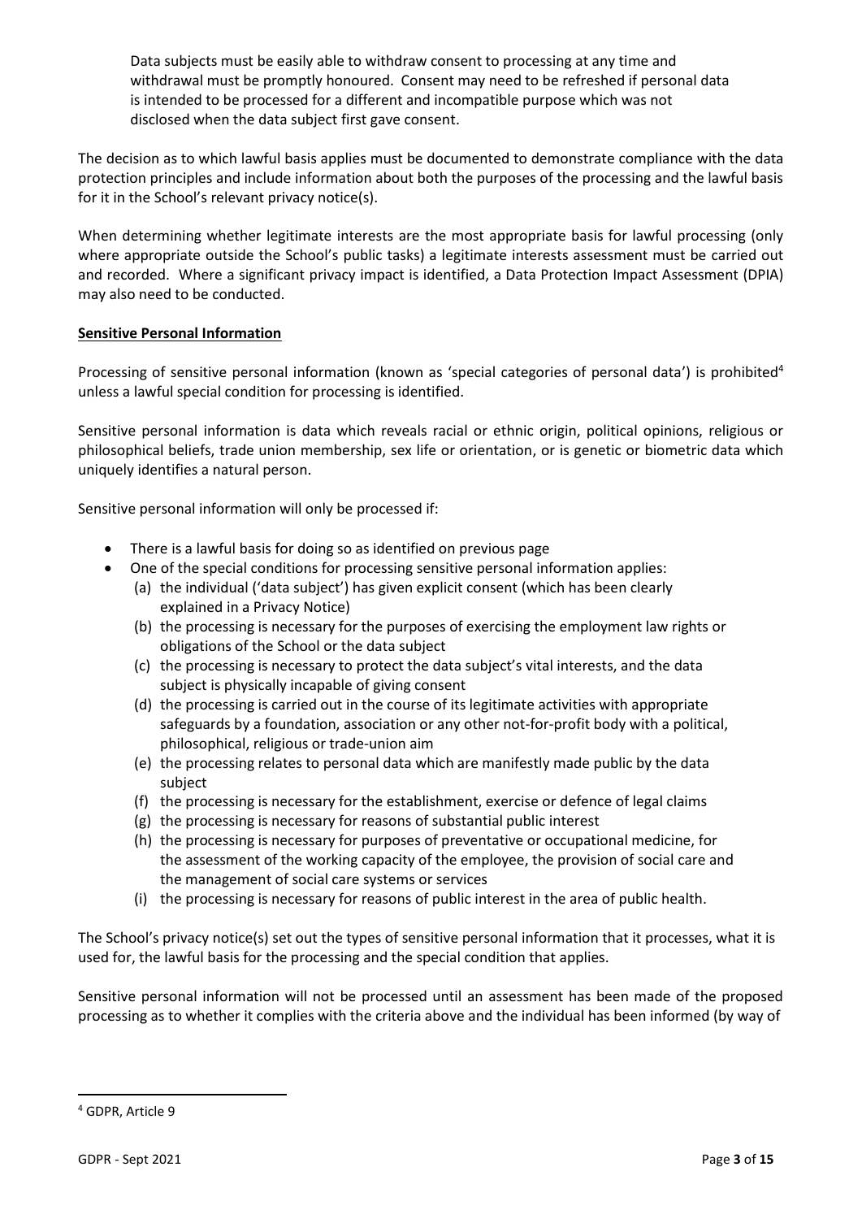Data subjects must be easily able to withdraw consent to processing at any time and withdrawal must be promptly honoured. Consent may need to be refreshed if personal data is intended to be processed for a different and incompatible purpose which was not disclosed when the data subject first gave consent.

The decision as to which lawful basis applies must be documented to demonstrate compliance with the data protection principles and include information about both the purposes of the processing and the lawful basis for it in the School's relevant privacy notice(s).

When determining whether legitimate interests are the most appropriate basis for lawful processing (only where appropriate outside the School's public tasks) a legitimate interests assessment must be carried out and recorded. Where a significant privacy impact is identified, a Data Protection Impact Assessment (DPIA) may also need to be conducted.

**Sensitive Personal Information**

Processing of sensitive personal information (known as 'special categories of personal data') is prohibited[4] unless a lawful special condition for processing is identified.

Sensitive personal information is data which reveals racial or ethnic origin, political opinions, religious or philosophical beliefs, trade union membership, sex life or orientation, or is genetic or biometric data which uniquely identifies a natural person.

Sensitive personal information will only be processed if:

- There is a lawful basis for doing so as identified on previous page
- One of the special conditions for processing sensitive personal information applies:
  - (a) the individual ('data subject') has given explicit consent (which has been clearly explained in a Privacy Notice)
  - (b) the processing is necessary for the purposes of exercising the employment law rights or obligations of the School or the data subject
  - (c) the processing is necessary to protect the data subject's vital interests, and the data subject is physically incapable of giving consent
  - (d) the processing is carried out in the course of its legitimate activities with appropriate safeguards by a foundation, association or any other not-for-profit body with a political, philosophical, religious or trade-union aim
  - (e) the processing relates to personal data which are manifestly made public by the data subject
  - (f) the processing is necessary for the establishment, exercise or defence of legal claims
  - (g) the processing is necessary for reasons of substantial public interest
  - (h) the processing is necessary for purposes of preventative or occupational medicine, for the assessment of the working capacity of the employee, the provision of social care and the management of social care systems or services
  - (i) the processing is necessary for reasons of public interest in the area of public health.

The School's privacy notice(s) set out the types of sensitive personal information that it processes, what it is used for, the lawful basis for the processing and the special condition that applies.

Sensitive personal information will not be processed until an assessment has been made of the proposed processing as to whether it complies with the criteria above and the individual has been informed (by way of

[4] GDPR, Article 9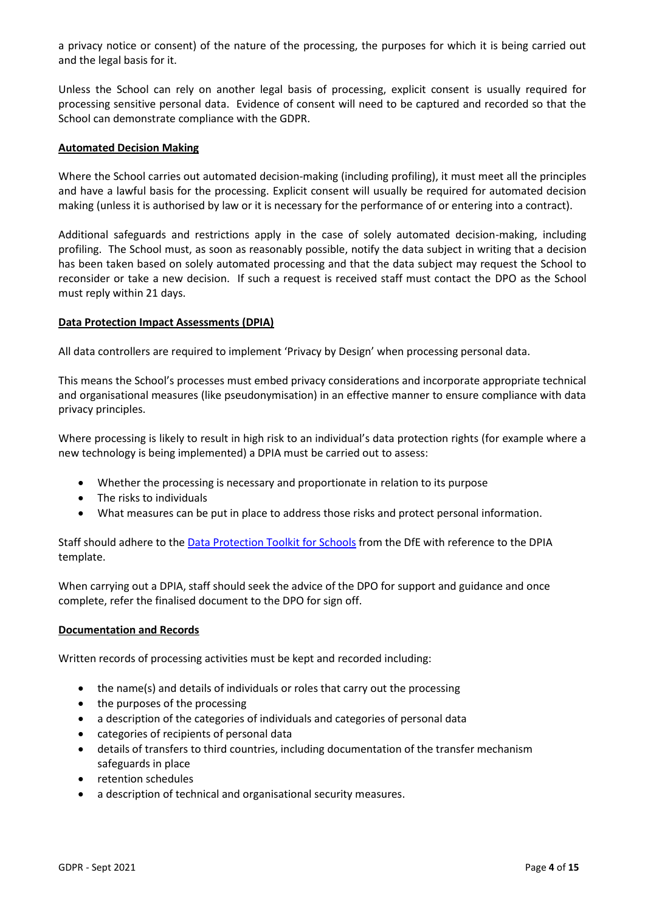a privacy notice or consent) of the nature of the processing, the purposes for which it is being carried out and the legal basis for it.

Unless the School can rely on another legal basis of processing, explicit consent is usually required for processing sensitive personal data. Evidence of consent will need to be captured and recorded so that the School can demonstrate compliance with the GDPR.

## Automated Decision Making

Where the School carries out automated decision-making (including profiling), it must meet all the principles and have a lawful basis for the processing. Explicit consent will usually be required for automated decision making (unless it is authorised by law or it is necessary for the performance of or entering into a contract).

Additional safeguards and restrictions apply in the case of solely automated decision-making, including profiling. The School must, as soon as reasonably possible, notify the data subject in writing that a decision has been taken based on solely automated processing and that the data subject may request the School to reconsider or take a new decision. If such a request is received staff must contact the DPO as the School must reply within 21 days.

## Data Protection Impact Assessments (DPIA)

All data controllers are required to implement 'Privacy by Design' when processing personal data.

This means the School's processes must embed privacy considerations and incorporate appropriate technical and organisational measures (like pseudonymisation) in an effective manner to ensure compliance with data privacy principles.

Where processing is likely to result in high risk to an individual's data protection rights (for example where a new technology is being implemented) a DPIA must be carried out to assess:

- Whether the processing is necessary and proportionate in relation to its purpose
- The risks to individuals
- What measures can be put in place to address those risks and protect personal information.

Staff should adhere to the Data Protection Toolkit for Schools from the DfE with reference to the DPIA template.

When carrying out a DPIA, staff should seek the advice of the DPO for support and guidance and once complete, refer the finalised document to the DPO for sign off.

## Documentation and Records

Written records of processing activities must be kept and recorded including:

- the name(s) and details of individuals or roles that carry out the processing
- the purposes of the processing
- a description of the categories of individuals and categories of personal data
- categories of recipients of personal data
- details of transfers to third countries, including documentation of the transfer mechanism safeguards in place
- retention schedules
- a description of technical and organisational security measures.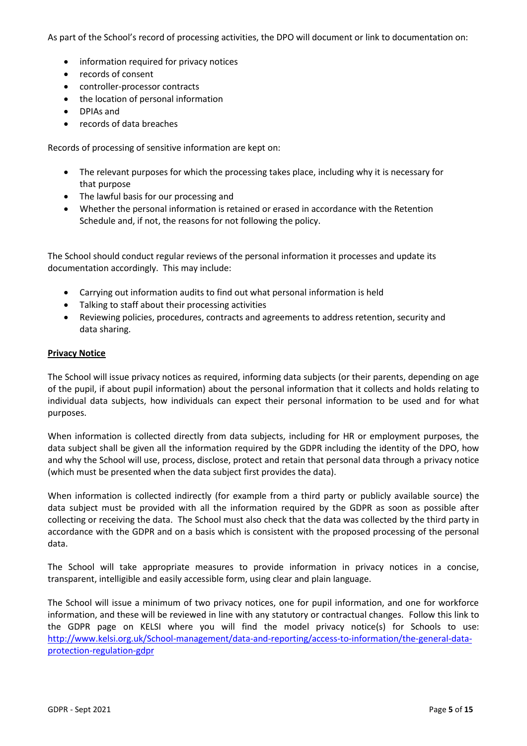As part of the School's record of processing activities, the DPO will document or link to documentation on:

- information required for privacy notices
- records of consent
- controller-processor contracts
- the location of personal information
- DPIAs and
- records of data breaches

Records of processing of sensitive information are kept on:

- The relevant purposes for which the processing takes place, including why it is necessary for that purpose
- The lawful basis for our processing and
- Whether the personal information is retained or erased in accordance with the Retention Schedule and, if not, the reasons for not following the policy.

The School should conduct regular reviews of the personal information it processes and update its documentation accordingly. This may include:

- Carrying out information audits to find out what personal information is held
- Talking to staff about their processing activities
- Reviewing policies, procedures, contracts and agreements to address retention, security and data sharing.

**Privacy Notice**

The School will issue privacy notices as required, informing data subjects (or their parents, depending on age of the pupil, if about pupil information) about the personal information that it collects and holds relating to individual data subjects, how individuals can expect their personal information to be used and for what purposes.

When information is collected directly from data subjects, including for HR or employment purposes, the data subject shall be given all the information required by the GDPR including the identity of the DPO, how and why the School will use, process, disclose, protect and retain that personal data through a privacy notice (which must be presented when the data subject first provides the data).

When information is collected indirectly (for example from a third party or publicly available source) the data subject must be provided with all the information required by the GDPR as soon as possible after collecting or receiving the data. The School must also check that the data was collected by the third party in accordance with the GDPR and on a basis which is consistent with the proposed processing of the personal data.

The School will take appropriate measures to provide information in privacy notices in a concise, transparent, intelligible and easily accessible form, using clear and plain language.

The School will issue a minimum of two privacy notices, one for pupil information, and one for workforce information, and these will be reviewed in line with any statutory or contractual changes. Follow this link to the GDPR page on KELSI where you will find the model privacy notice(s) for Schools to use: http://www.kelsi.org.uk/School-management/data-and-reporting/access-to-information/the-general-data-protection-regulation-gdpr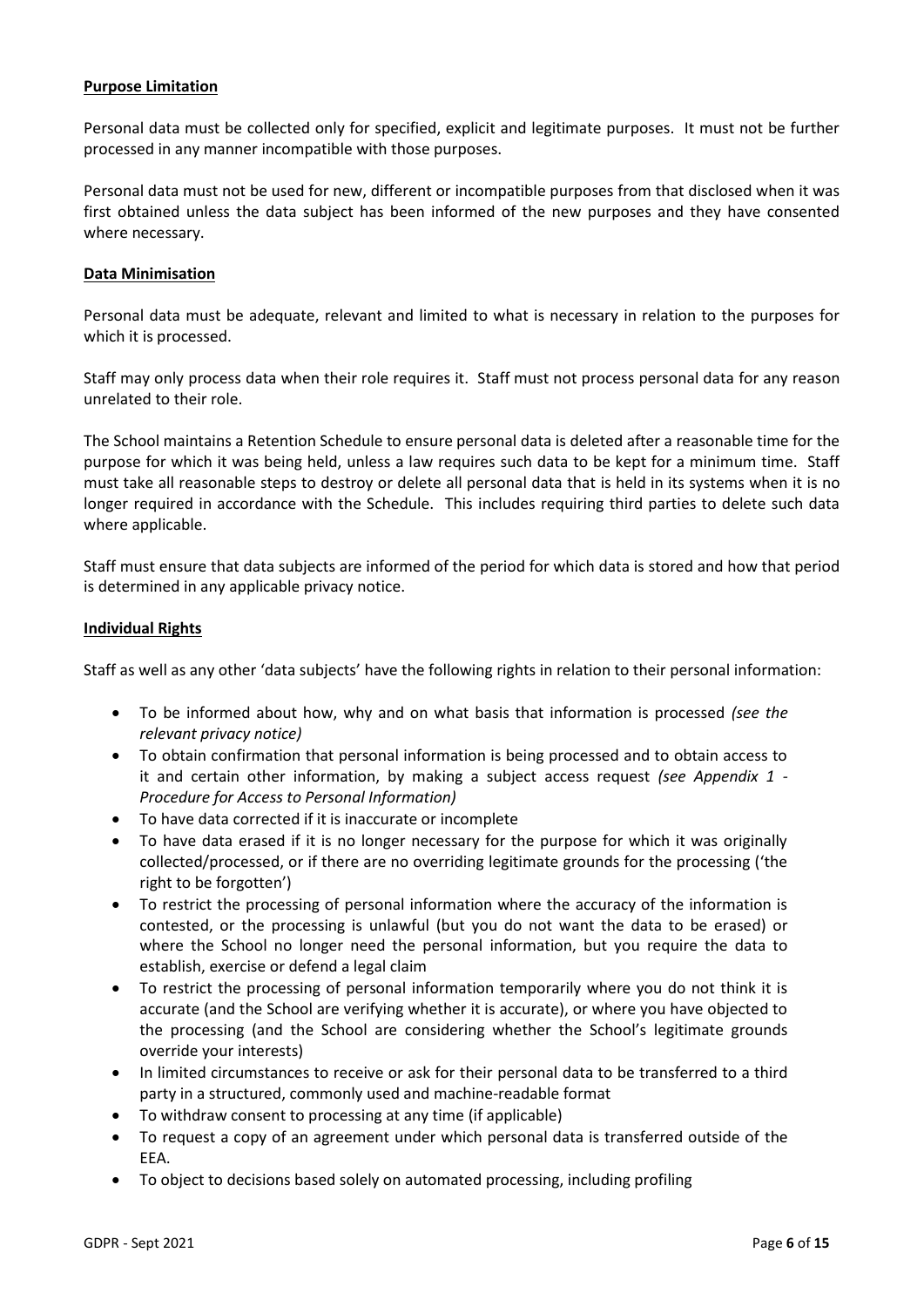**Purpose Limitation**

Personal data must be collected only for specified, explicit and legitimate purposes. It must not be further processed in any manner incompatible with those purposes.

Personal data must not be used for new, different or incompatible purposes from that disclosed when it was first obtained unless the data subject has been informed of the new purposes and they have consented where necessary.

**Data Minimisation**

Personal data must be adequate, relevant and limited to what is necessary in relation to the purposes for which it is processed.

Staff may only process data when their role requires it. Staff must not process personal data for any reason unrelated to their role.

The School maintains a Retention Schedule to ensure personal data is deleted after a reasonable time for the purpose for which it was being held, unless a law requires such data to be kept for a minimum time. Staff must take all reasonable steps to destroy or delete all personal data that is held in its systems when it is no longer required in accordance with the Schedule. This includes requiring third parties to delete such data where applicable.

Staff must ensure that data subjects are informed of the period for which data is stored and how that period is determined in any applicable privacy notice.

**Individual Rights**

Staff as well as any other 'data subjects' have the following rights in relation to their personal information:

- To be informed about how, why and on what basis that information is processed *(see the relevant privacy notice)*
- To obtain confirmation that personal information is being processed and to obtain access to it and certain other information, by making a subject access request *(see Appendix 1 - Procedure for Access to Personal Information)*
- To have data corrected if it is inaccurate or incomplete
- To have data erased if it is no longer necessary for the purpose for which it was originally collected/processed, or if there are no overriding legitimate grounds for the processing ('the right to be forgotten')
- To restrict the processing of personal information where the accuracy of the information is contested, or the processing is unlawful (but you do not want the data to be erased) or where the School no longer need the personal information, but you require the data to establish, exercise or defend a legal claim
- To restrict the processing of personal information temporarily where you do not think it is accurate (and the School are verifying whether it is accurate), or where you have objected to the processing (and the School are considering whether the School's legitimate grounds override your interests)
- In limited circumstances to receive or ask for their personal data to be transferred to a third party in a structured, commonly used and machine-readable format
- To withdraw consent to processing at any time (if applicable)
- To request a copy of an agreement under which personal data is transferred outside of the EEA.
- To object to decisions based solely on automated processing, including profiling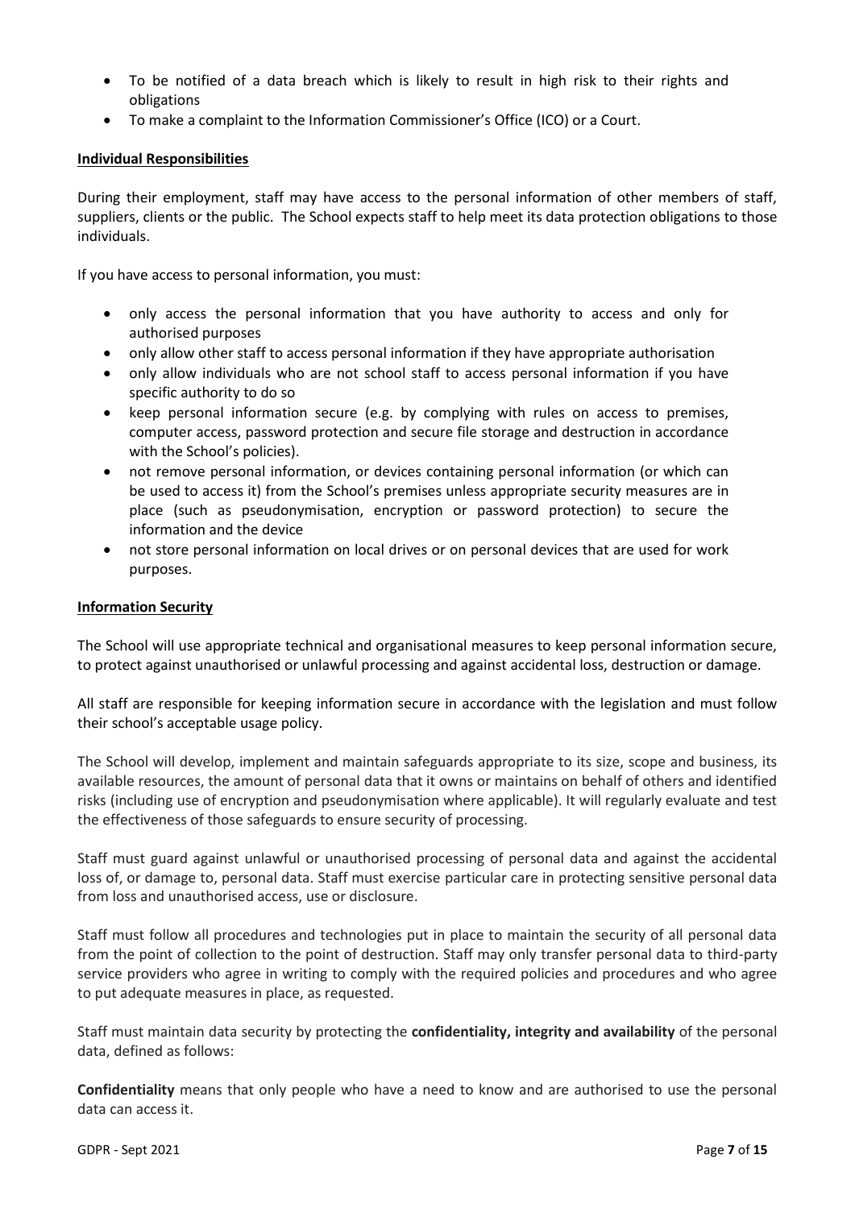- To be notified of a data breach which is likely to result in high risk to their rights and obligations
- To make a complaint to the Information Commissioner's Office (ICO) or a Court.

**Individual Responsibilities**

During their employment, staff may have access to the personal information of other members of staff, suppliers, clients or the public. The School expects staff to help meet its data protection obligations to those individuals.

If you have access to personal information, you must:

- only access the personal information that you have authority to access and only for authorised purposes
- only allow other staff to access personal information if they have appropriate authorisation
- only allow individuals who are not school staff to access personal information if you have specific authority to do so
- keep personal information secure (e.g. by complying with rules on access to premises, computer access, password protection and secure file storage and destruction in accordance with the School's policies).
- not remove personal information, or devices containing personal information (or which can be used to access it) from the School's premises unless appropriate security measures are in place (such as pseudonymisation, encryption or password protection) to secure the information and the device
- not store personal information on local drives or on personal devices that are used for work purposes.

**Information Security**

The School will use appropriate technical and organisational measures to keep personal information secure, to protect against unauthorised or unlawful processing and against accidental loss, destruction or damage.

All staff are responsible for keeping information secure in accordance with the legislation and must follow their school's acceptable usage policy.

The School will develop, implement and maintain safeguards appropriate to its size, scope and business, its available resources, the amount of personal data that it owns or maintains on behalf of others and identified risks (including use of encryption and pseudonymisation where applicable). It will regularly evaluate and test the effectiveness of those safeguards to ensure security of processing.

Staff must guard against unlawful or unauthorised processing of personal data and against the accidental loss of, or damage to, personal data. Staff must exercise particular care in protecting sensitive personal data from loss and unauthorised access, use or disclosure.

Staff must follow all procedures and technologies put in place to maintain the security of all personal data from the point of collection to the point of destruction. Staff may only transfer personal data to third-party service providers who agree in writing to comply with the required policies and procedures and who agree to put adequate measures in place, as requested.

Staff must maintain data security by protecting the **confidentiality, integrity and availability** of the personal data, defined as follows:

**Confidentiality** means that only people who have a need to know and are authorised to use the personal data can access it.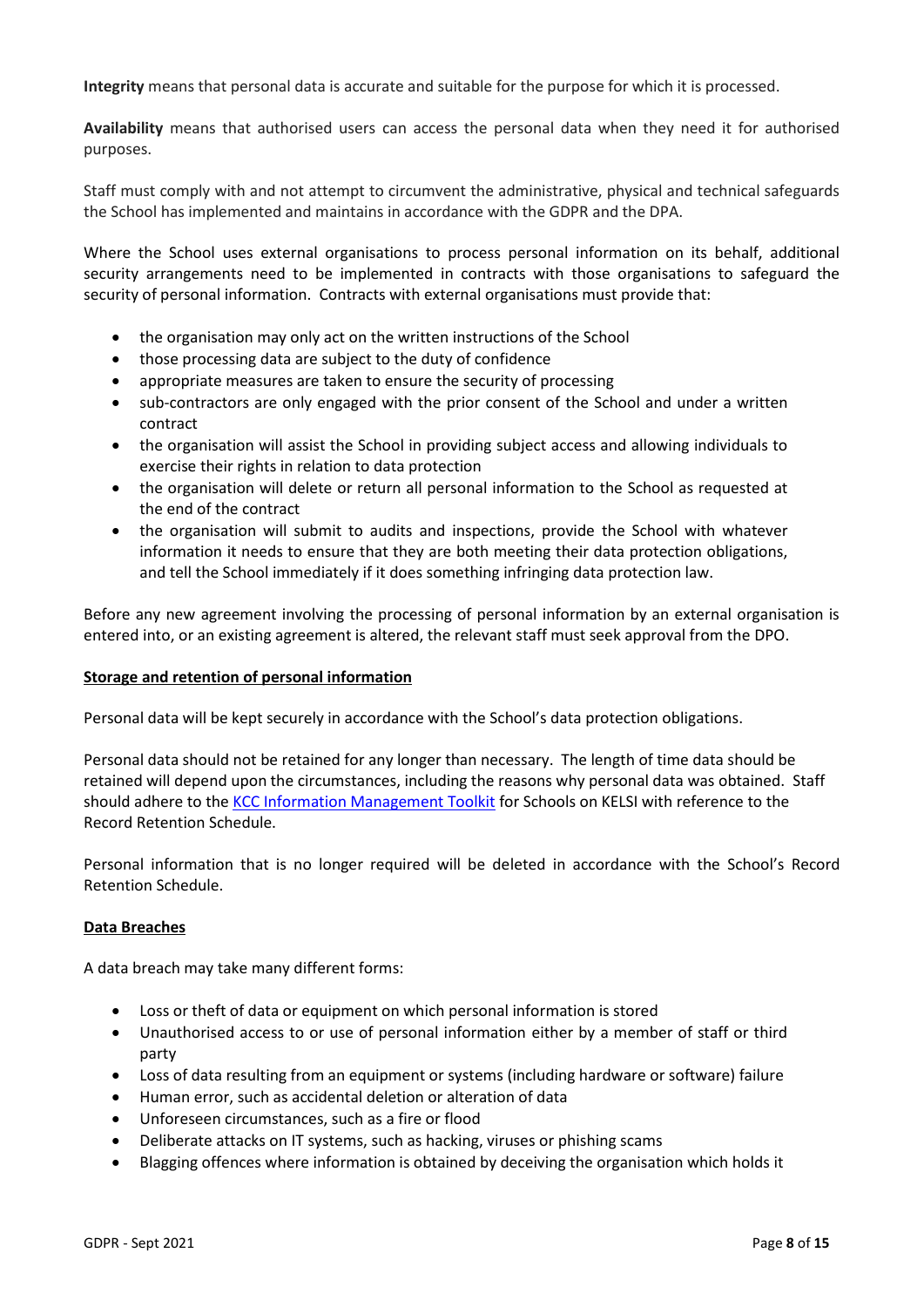**Integrity** means that personal data is accurate and suitable for the purpose for which it is processed.

**Availability** means that authorised users can access the personal data when they need it for authorised purposes.

Staff must comply with and not attempt to circumvent the administrative, physical and technical safeguards the School has implemented and maintains in accordance with the GDPR and the DPA.

Where the School uses external organisations to process personal information on its behalf, additional security arrangements need to be implemented in contracts with those organisations to safeguard the security of personal information. Contracts with external organisations must provide that:

- the organisation may only act on the written instructions of the School
- those processing data are subject to the duty of confidence
- appropriate measures are taken to ensure the security of processing
- sub-contractors are only engaged with the prior consent of the School and under a written contract
- the organisation will assist the School in providing subject access and allowing individuals to exercise their rights in relation to data protection
- the organisation will delete or return all personal information to the School as requested at the end of the contract
- the organisation will submit to audits and inspections, provide the School with whatever information it needs to ensure that they are both meeting their data protection obligations, and tell the School immediately if it does something infringing data protection law.

Before any new agreement involving the processing of personal information by an external organisation is entered into, or an existing agreement is altered, the relevant staff must seek approval from the DPO.

**Storage and retention of personal information**

Personal data will be kept securely in accordance with the School's data protection obligations.

Personal data should not be retained for any longer than necessary. The length of time data should be retained will depend upon the circumstances, including the reasons why personal data was obtained. Staff should adhere to the KCC Information Management Toolkit for Schools on KELSI with reference to the Record Retention Schedule.

Personal information that is no longer required will be deleted in accordance with the School's Record Retention Schedule.

**Data Breaches**

A data breach may take many different forms:

- Loss or theft of data or equipment on which personal information is stored
- Unauthorised access to or use of personal information either by a member of staff or third party
- Loss of data resulting from an equipment or systems (including hardware or software) failure
- Human error, such as accidental deletion or alteration of data
- Unforeseen circumstances, such as a fire or flood
- Deliberate attacks on IT systems, such as hacking, viruses or phishing scams
- Blagging offences where information is obtained by deceiving the organisation which holds it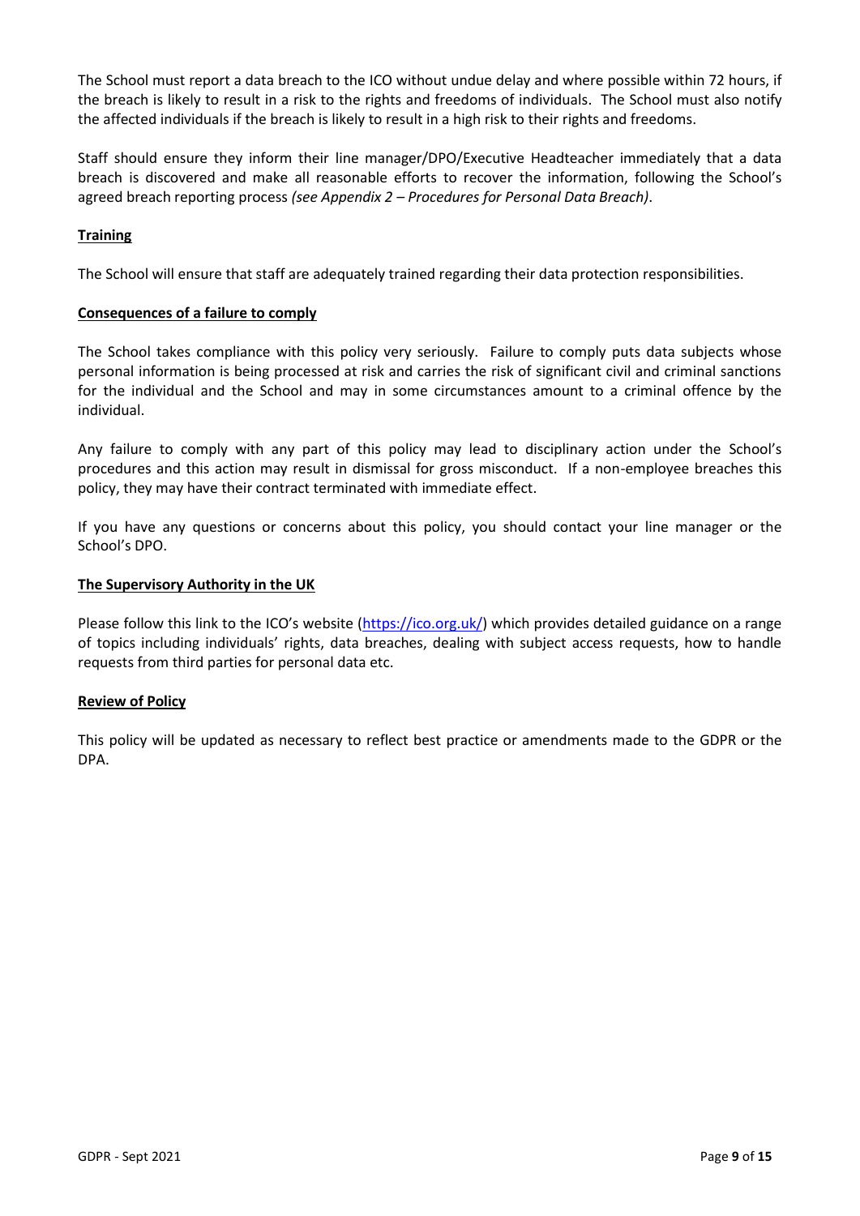The School must report a data breach to the ICO without undue delay and where possible within 72 hours, if the breach is likely to result in a risk to the rights and freedoms of individuals. The School must also notify the affected individuals if the breach is likely to result in a high risk to their rights and freedoms.

Staff should ensure they inform their line manager/DPO/Executive Headteacher immediately that a data breach is discovered and make all reasonable efforts to recover the information, following the School's agreed breach reporting process *(see Appendix 2 – Procedures for Personal Data Breach)*.

## Training

The School will ensure that staff are adequately trained regarding their data protection responsibilities.

## Consequences of a failure to comply

The School takes compliance with this policy very seriously. Failure to comply puts data subjects whose personal information is being processed at risk and carries the risk of significant civil and criminal sanctions for the individual and the School and may in some circumstances amount to a criminal offence by the individual.

Any failure to comply with any part of this policy may lead to disciplinary action under the School's procedures and this action may result in dismissal for gross misconduct. If a non-employee breaches this policy, they may have their contract terminated with immediate effect.

If you have any questions or concerns about this policy, you should contact your line manager or the School's DPO.

## The Supervisory Authority in the UK

Please follow this link to the ICO's website (https://ico.org.uk/) which provides detailed guidance on a range of topics including individuals' rights, data breaches, dealing with subject access requests, how to handle requests from third parties for personal data etc.

## Review of Policy

This policy will be updated as necessary to reflect best practice or amendments made to the GDPR or the DPA.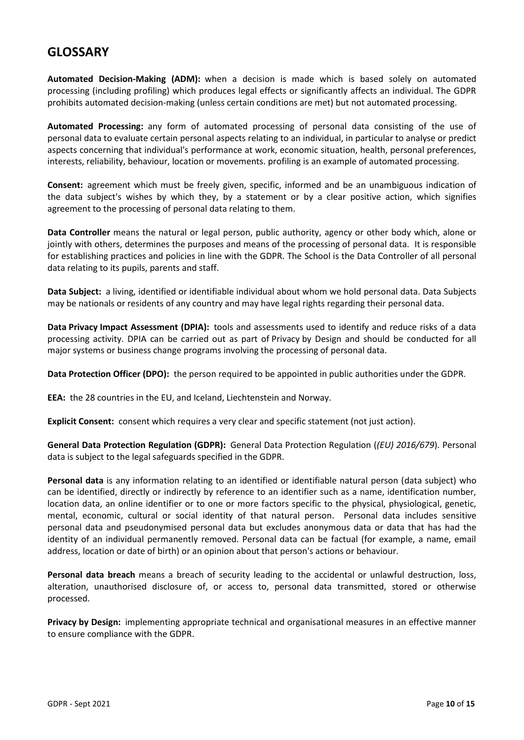# GLOSSARY

**Automated Decision-Making (ADM):** when a decision is made which is based solely on automated processing (including profiling) which produces legal effects or significantly affects an individual. The GDPR prohibits automated decision-making (unless certain conditions are met) but not automated processing.

**Automated Processing:** any form of automated processing of personal data consisting of the use of personal data to evaluate certain personal aspects relating to an individual, in particular to analyse or predict aspects concerning that individual's performance at work, economic situation, health, personal preferences, interests, reliability, behaviour, location or movements. profiling is an example of automated processing.

**Consent:** agreement which must be freely given, specific, informed and be an unambiguous indication of the data subject's wishes by which they, by a statement or by a clear positive action, which signifies agreement to the processing of personal data relating to them.

**Data Controller** means the natural or legal person, public authority, agency or other body which, alone or jointly with others, determines the purposes and means of the processing of personal data. It is responsible for establishing practices and policies in line with the GDPR. The School is the Data Controller of all personal data relating to its pupils, parents and staff.

**Data Subject:** a living, identified or identifiable individual about whom we hold personal data. Data Subjects may be nationals or residents of any country and may have legal rights regarding their personal data.

**Data Privacy Impact Assessment (DPIA):** tools and assessments used to identify and reduce risks of a data processing activity. DPIA can be carried out as part of Privacy by Design and should be conducted for all major systems or business change programs involving the processing of personal data.

**Data Protection Officer (DPO):** the person required to be appointed in public authorities under the GDPR.

**EEA:** the 28 countries in the EU, and Iceland, Liechtenstein and Norway.

**Explicit Consent:** consent which requires a very clear and specific statement (not just action).

**General Data Protection Regulation (GDPR):** General Data Protection Regulation (*(EU) 2016/679*). Personal data is subject to the legal safeguards specified in the GDPR.

**Personal data** is any information relating to an identified or identifiable natural person (data subject) who can be identified, directly or indirectly by reference to an identifier such as a name, identification number, location data, an online identifier or to one or more factors specific to the physical, physiological, genetic, mental, economic, cultural or social identity of that natural person. Personal data includes sensitive personal data and pseudonymised personal data but excludes anonymous data or data that has had the identity of an individual permanently removed. Personal data can be factual (for example, a name, email address, location or date of birth) or an opinion about that person's actions or behaviour.

**Personal data breach** means a breach of security leading to the accidental or unlawful destruction, loss, alteration, unauthorised disclosure of, or access to, personal data transmitted, stored or otherwise processed.

**Privacy by Design:** implementing appropriate technical and organisational measures in an effective manner to ensure compliance with the GDPR.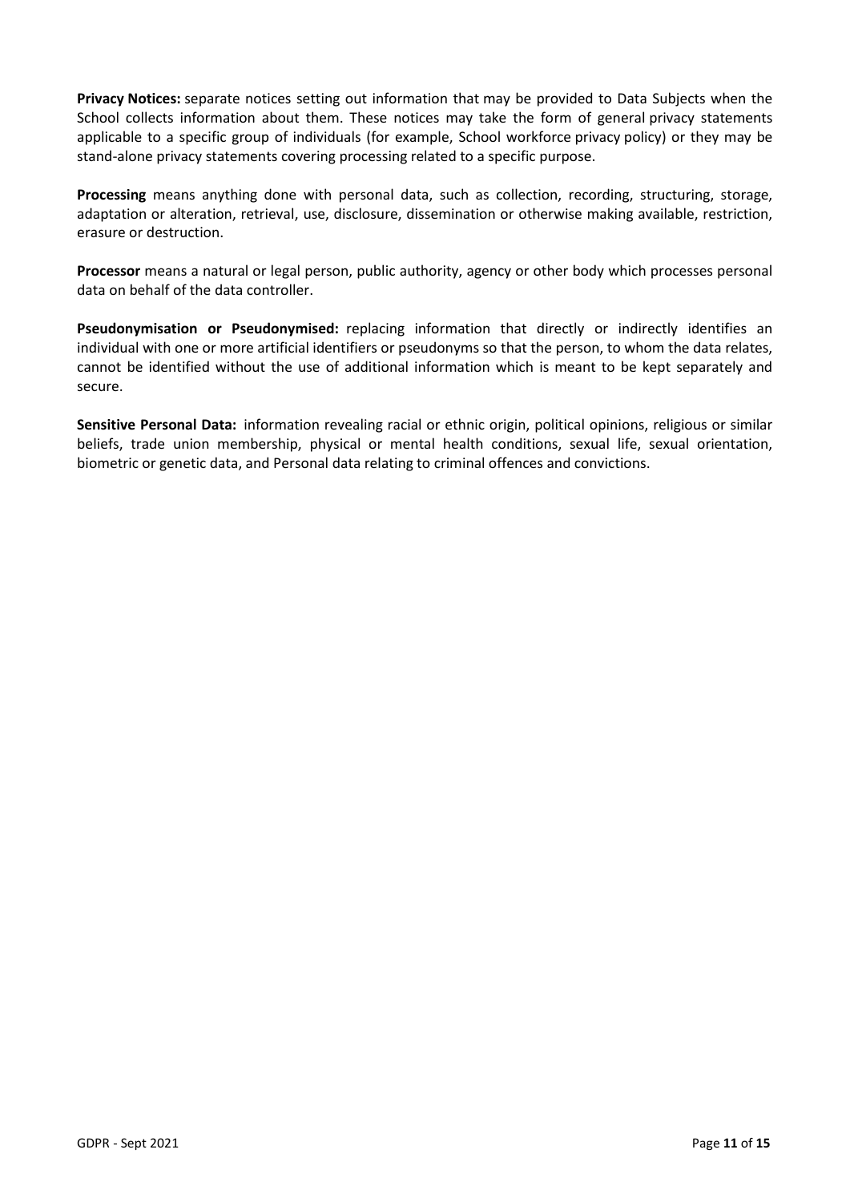**Privacy Notices:** separate notices setting out information that may be provided to Data Subjects when the School collects information about them. These notices may take the form of general privacy statements applicable to a specific group of individuals (for example, School workforce privacy policy) or they may be stand-alone privacy statements covering processing related to a specific purpose.

**Processing** means anything done with personal data, such as collection, recording, structuring, storage, adaptation or alteration, retrieval, use, disclosure, dissemination or otherwise making available, restriction, erasure or destruction.

**Processor** means a natural or legal person, public authority, agency or other body which processes personal data on behalf of the data controller.

**Pseudonymisation or Pseudonymised:** replacing information that directly or indirectly identifies an individual with one or more artificial identifiers or pseudonyms so that the person, to whom the data relates, cannot be identified without the use of additional information which is meant to be kept separately and secure.

**Sensitive Personal Data:** information revealing racial or ethnic origin, political opinions, religious or similar beliefs, trade union membership, physical or mental health conditions, sexual life, sexual orientation, biometric or genetic data, and Personal data relating to criminal offences and convictions.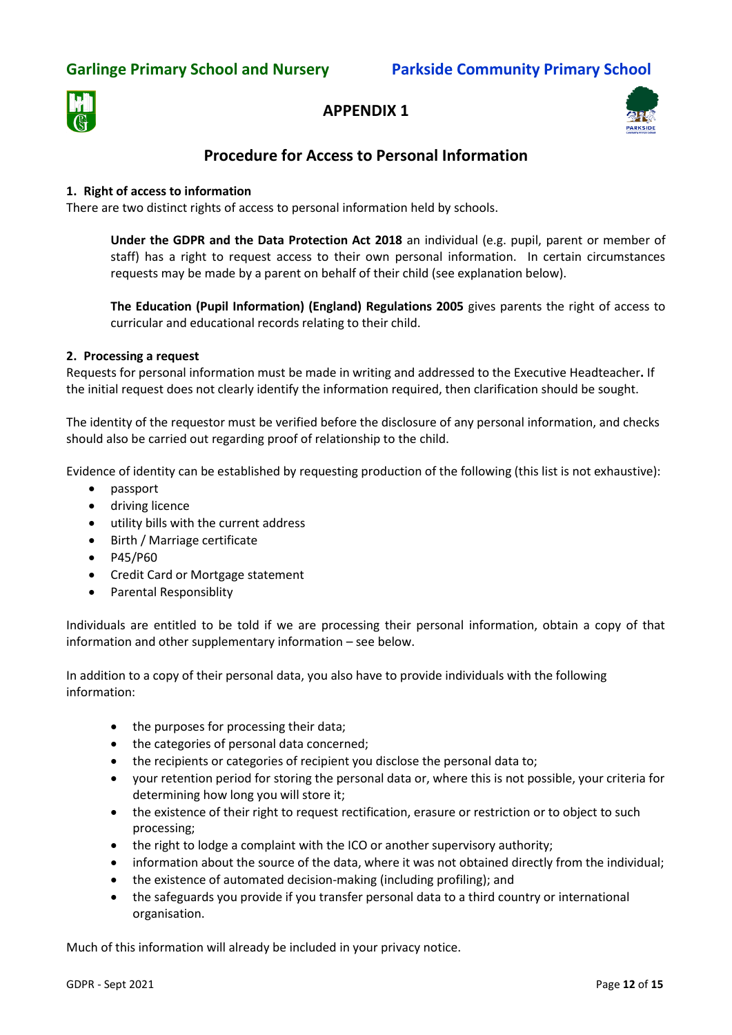# APPENDIX 1

## Procedure for Access to Personal Information

**1. Right of access to information**

There are two distinct rights of access to personal information held by schools.

> **Under the GDPR and the Data Protection Act 2018** an individual (e.g. pupil, parent or member of staff) has a right to request access to their own personal information. In certain circumstances requests may be made by a parent on behalf of their child (see explanation below).
>
> **The Education (Pupil Information) (England) Regulations 2005** gives parents the right of access to curricular and educational records relating to their child.

**2. Processing a request**

Requests for personal information must be made in writing and addressed to the Executive Headteacher**.** If the initial request does not clearly identify the information required, then clarification should be sought.

The identity of the requestor must be verified before the disclosure of any personal information, and checks should also be carried out regarding proof of relationship to the child.

Evidence of identity can be established by requesting production of the following (this list is not exhaustive):

- passport
- driving licence
- utility bills with the current address
- Birth / Marriage certificate
- P45/P60
- Credit Card or Mortgage statement
- Parental Responsiblity

Individuals are entitled to be told if we are processing their personal information, obtain a copy of that information and other supplementary information – see below.

In addition to a copy of their personal data, you also have to provide individuals with the following information:

- the purposes for processing their data;
- the categories of personal data concerned;
- the recipients or categories of recipient you disclose the personal data to;
- your retention period for storing the personal data or, where this is not possible, your criteria for determining how long you will store it;
- the existence of their right to request rectification, erasure or restriction or to object to such processing;
- the right to lodge a complaint with the ICO or another supervisory authority;
- information about the source of the data, where it was not obtained directly from the individual;
- the existence of automated decision-making (including profiling); and
- the safeguards you provide if you transfer personal data to a third country or international organisation.

Much of this information will already be included in your privacy notice.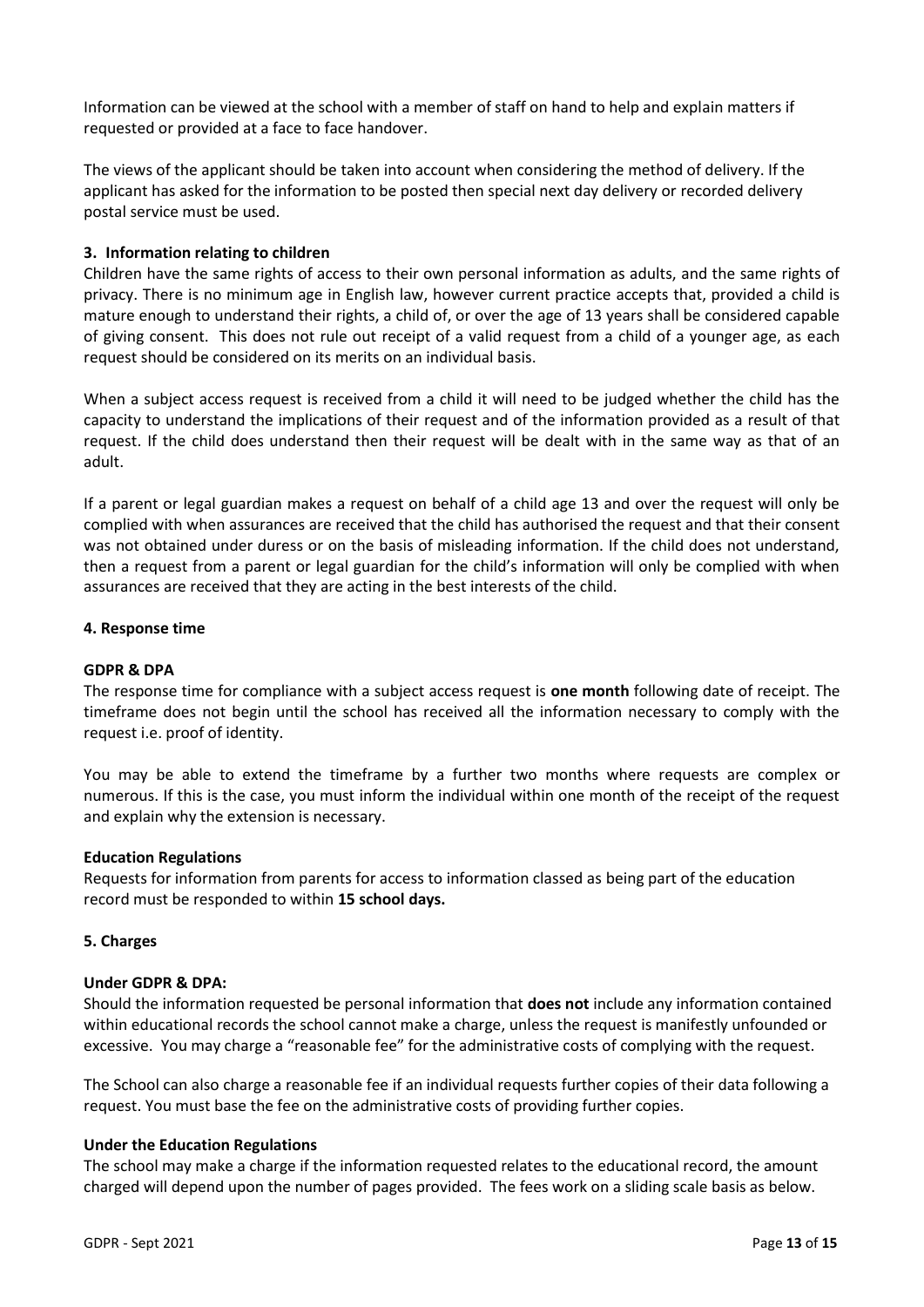Information can be viewed at the school with a member of staff on hand to help and explain matters if requested or provided at a face to face handover.

The views of the applicant should be taken into account when considering the method of delivery. If the applicant has asked for the information to be posted then special next day delivery or recorded delivery postal service must be used.

### 3. Information relating to children

Children have the same rights of access to their own personal information as adults, and the same rights of privacy. There is no minimum age in English law, however current practice accepts that, provided a child is mature enough to understand their rights, a child of, or over the age of 13 years shall be considered capable of giving consent. This does not rule out receipt of a valid request from a child of a younger age, as each request should be considered on its merits on an individual basis.

When a subject access request is received from a child it will need to be judged whether the child has the capacity to understand the implications of their request and of the information provided as a result of that request. If the child does understand then their request will be dealt with in the same way as that of an adult.

If a parent or legal guardian makes a request on behalf of a child age 13 and over the request will only be complied with when assurances are received that the child has authorised the request and that their consent was not obtained under duress or on the basis of misleading information. If the child does not understand, then a request from a parent or legal guardian for the child's information will only be complied with when assurances are received that they are acting in the best interests of the child.

### 4. Response time

**GDPR & DPA**

The response time for compliance with a subject access request is **one month** following date of receipt. The timeframe does not begin until the school has received all the information necessary to comply with the request i.e. proof of identity.

You may be able to extend the timeframe by a further two months where requests are complex or numerous. If this is the case, you must inform the individual within one month of the receipt of the request and explain why the extension is necessary.

**Education Regulations**

Requests for information from parents for access to information classed as being part of the education record must be responded to within **15 school days.**

### 5. Charges

**Under GDPR & DPA:**

Should the information requested be personal information that **does not** include any information contained within educational records the school cannot make a charge, unless the request is manifestly unfounded or excessive. You may charge a "reasonable fee" for the administrative costs of complying with the request.

The School can also charge a reasonable fee if an individual requests further copies of their data following a request. You must base the fee on the administrative costs of providing further copies.

**Under the Education Regulations**

The school may make a charge if the information requested relates to the educational record, the amount charged will depend upon the number of pages provided. The fees work on a sliding scale basis as below.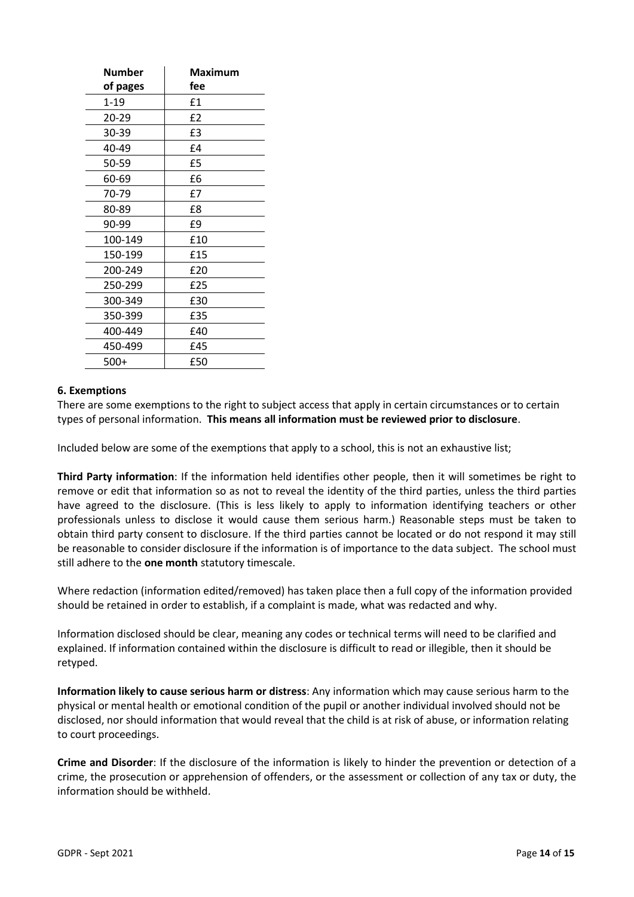| Number of pages | Maximum fee |
|---|---|
| 1-19 | £1 |
| 20-29 | £2 |
| 30-39 | £3 |
| 40-49 | £4 |
| 50-59 | £5 |
| 60-69 | £6 |
| 70-79 | £7 |
| 80-89 | £8 |
| 90-99 | £9 |
| 100-149 | £10 |
| 150-199 | £15 |
| 200-249 | £20 |
| 250-299 | £25 |
| 300-349 | £30 |
| 350-399 | £35 |
| 400-449 | £40 |
| 450-499 | £45 |
| 500+ | £50 |

### 6. Exemptions

There are some exemptions to the right to subject access that apply in certain circumstances or to certain types of personal information. **This means all information must be reviewed prior to disclosure**.

Included below are some of the exemptions that apply to a school, this is not an exhaustive list;

**Third Party information**: If the information held identifies other people, then it will sometimes be right to remove or edit that information so as not to reveal the identity of the third parties, unless the third parties have agreed to the disclosure. (This is less likely to apply to information identifying teachers or other professionals unless to disclose it would cause them serious harm.) Reasonable steps must be taken to obtain third party consent to disclosure. If the third parties cannot be located or do not respond it may still be reasonable to consider disclosure if the information is of importance to the data subject. The school must still adhere to the **one month** statutory timescale.

Where redaction (information edited/removed) has taken place then a full copy of the information provided should be retained in order to establish, if a complaint is made, what was redacted and why.

Information disclosed should be clear, meaning any codes or technical terms will need to be clarified and explained. If information contained within the disclosure is difficult to read or illegible, then it should be retyped.

**Information likely to cause serious harm or distress**: Any information which may cause serious harm to the physical or mental health or emotional condition of the pupil or another individual involved should not be disclosed, nor should information that would reveal that the child is at risk of abuse, or information relating to court proceedings.

**Crime and Disorder**: If the disclosure of the information is likely to hinder the prevention or detection of a crime, the prosecution or apprehension of offenders, or the assessment or collection of any tax or duty, the information should be withheld.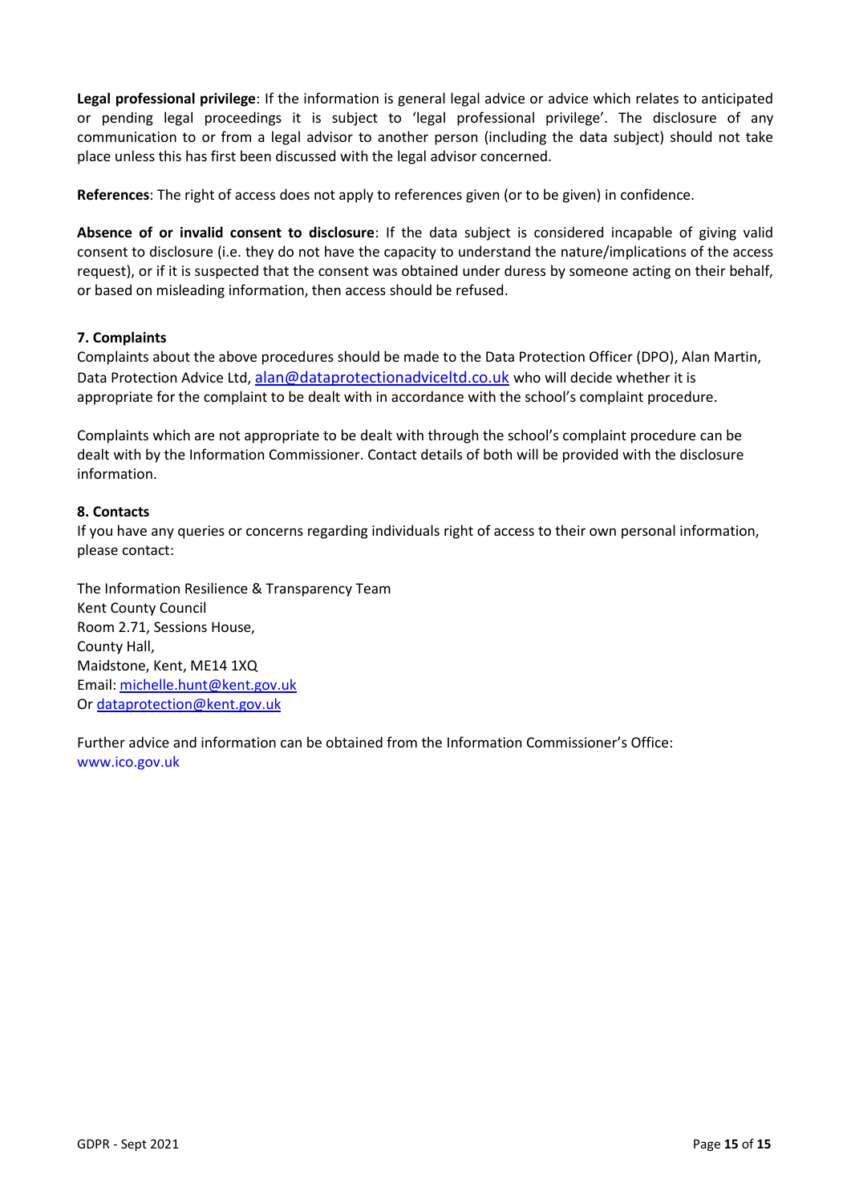**Legal professional privilege**: If the information is general legal advice or advice which relates to anticipated or pending legal proceedings it is subject to 'legal professional privilege'. The disclosure of any communication to or from a legal advisor to another person (including the data subject) should not take place unless this has first been discussed with the legal advisor concerned.

**References**: The right of access does not apply to references given (or to be given) in confidence.

**Absence of or invalid consent to disclosure**: If the data subject is considered incapable of giving valid consent to disclosure (i.e. they do not have the capacity to understand the nature/implications of the access request), or if it is suspected that the consent was obtained under duress by someone acting on their behalf, or based on misleading information, then access should be refused.

## 7. Complaints

Complaints about the above procedures should be made to the Data Protection Officer (DPO), Alan Martin, Data Protection Advice Ltd, alan@dataprotectionadviceltd.co.uk who will decide whether it is appropriate for the complaint to be dealt with in accordance with the school's complaint procedure.

Complaints which are not appropriate to be dealt with through the school's complaint procedure can be dealt with by the Information Commissioner. Contact details of both will be provided with the disclosure information.

## 8. Contacts

If you have any queries or concerns regarding individuals right of access to their own personal information, please contact:

The Information Resilience & Transparency Team
Kent County Council
Room 2.71, Sessions House,
County Hall,
Maidstone, Kent, ME14 1XQ
Email: michelle.hunt@kent.gov.uk
Or dataprotection@kent.gov.uk

Further advice and information can be obtained from the Information Commissioner's Office: www.ico.gov.uk